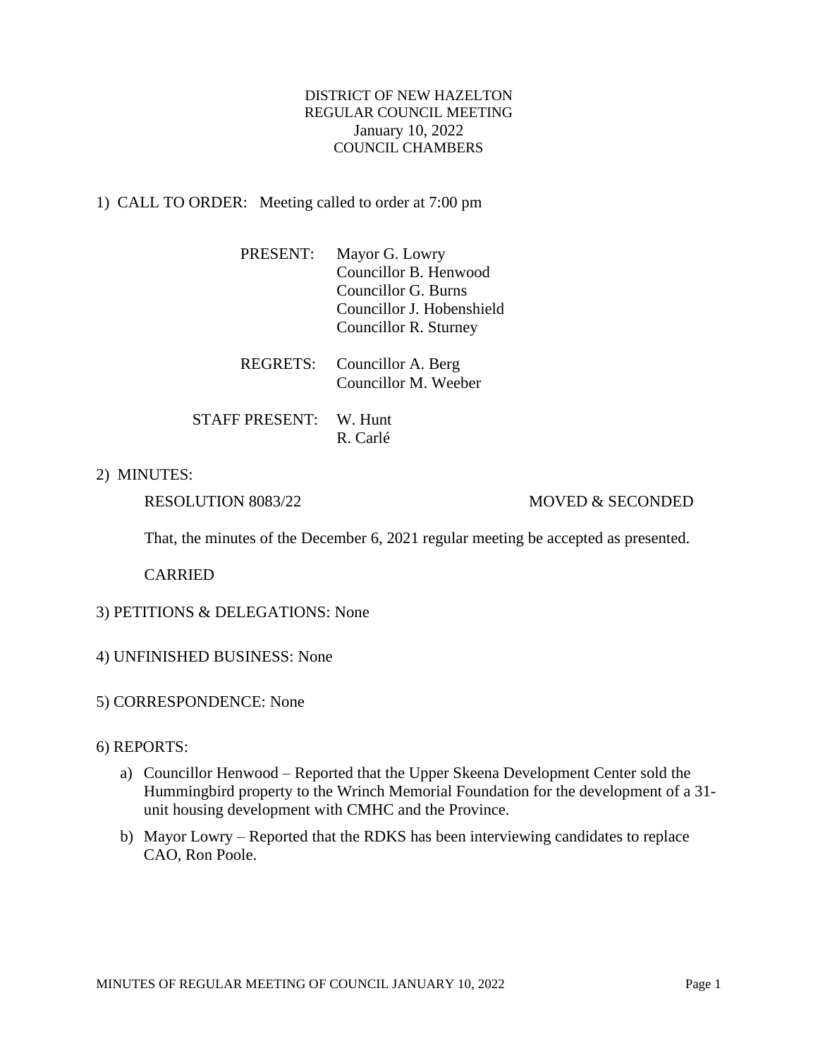# DISTRICT OF NEW HAZELTON
## REGULAR COUNCIL MEETING
### January 10, 2022
### COUNCIL CHAMBERS

1) CALL TO ORDER: Meeting called to order at 7:00 pm

PRESENT: Mayor G. Lowry
Councillor B. Henwood
Councillor G. Burns
Councillor J. Hobenshield
Councillor R. Sturney

REGRETS: Councillor A. Berg
Councillor M. Weeber

STAFF PRESENT: W. Hunt
R. Carlé

2) MINUTES:

RESOLUTION 8083/22 MOVED & SECONDED

That, the minutes of the December 6, 2021 regular meeting be accepted as presented.

CARRIED

3) PETITIONS & DELEGATIONS: None

4) UNFINISHED BUSINESS: None

5) CORRESPONDENCE: None

6) REPORTS:

a) Councillor Henwood – Reported that the Upper Skeena Development Center sold the Hummingbird property to the Wrinch Memorial Foundation for the development of a 31-unit housing development with CMHC and the Province.

b) Mayor Lowry – Reported that the RDKS has been interviewing candidates to replace CAO, Ron Poole.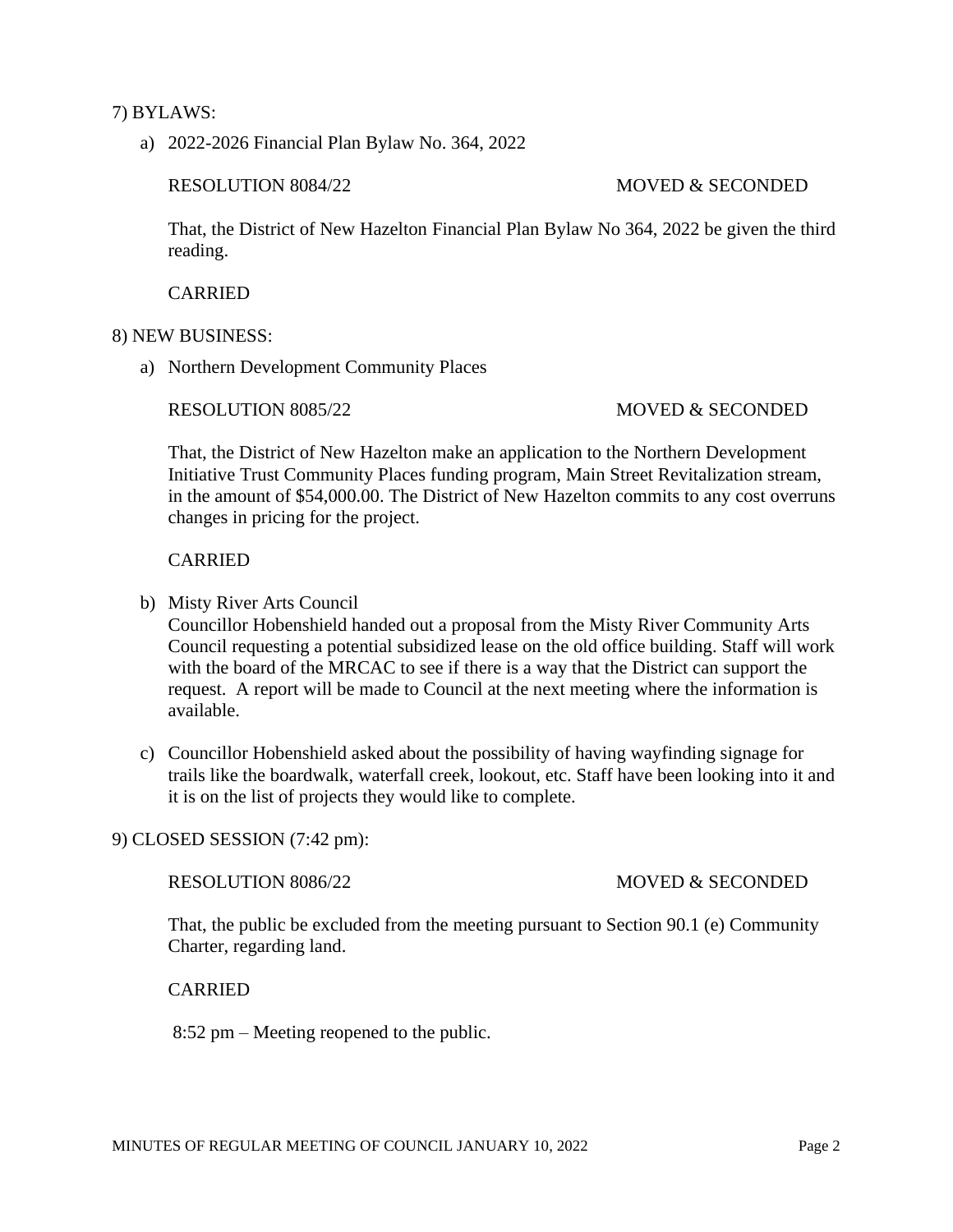7) BYLAWS:

a) 2022-2026 Financial Plan Bylaw No. 364, 2022

RESOLUTION 8084/22 MOVED & SECONDED

That, the District of New Hazelton Financial Plan Bylaw No 364, 2022 be given the third reading.

CARRIED

8) NEW BUSINESS:

a) Northern Development Community Places

RESOLUTION 8085/22 MOVED & SECONDED

That, the District of New Hazelton make an application to the Northern Development Initiative Trust Community Places funding program, Main Street Revitalization stream, in the amount of $54,000.00. The District of New Hazelton commits to any cost overruns changes in pricing for the project.

CARRIED

b) Misty River Arts Council
Councillor Hobenshield handed out a proposal from the Misty River Community Arts Council requesting a potential subsidized lease on the old office building. Staff will work with the board of the MRCAC to see if there is a way that the District can support the request. A report will be made to Council at the next meeting where the information is available.

c) Councillor Hobenshield asked about the possibility of having wayfinding signage for trails like the boardwalk, waterfall creek, lookout, etc. Staff have been looking into it and it is on the list of projects they would like to complete.

9) CLOSED SESSION (7:42 pm):

RESOLUTION 8086/22 MOVED & SECONDED

That, the public be excluded from the meeting pursuant to Section 90.1 (e) Community Charter, regarding land.

CARRIED

8:52 pm – Meeting reopened to the public.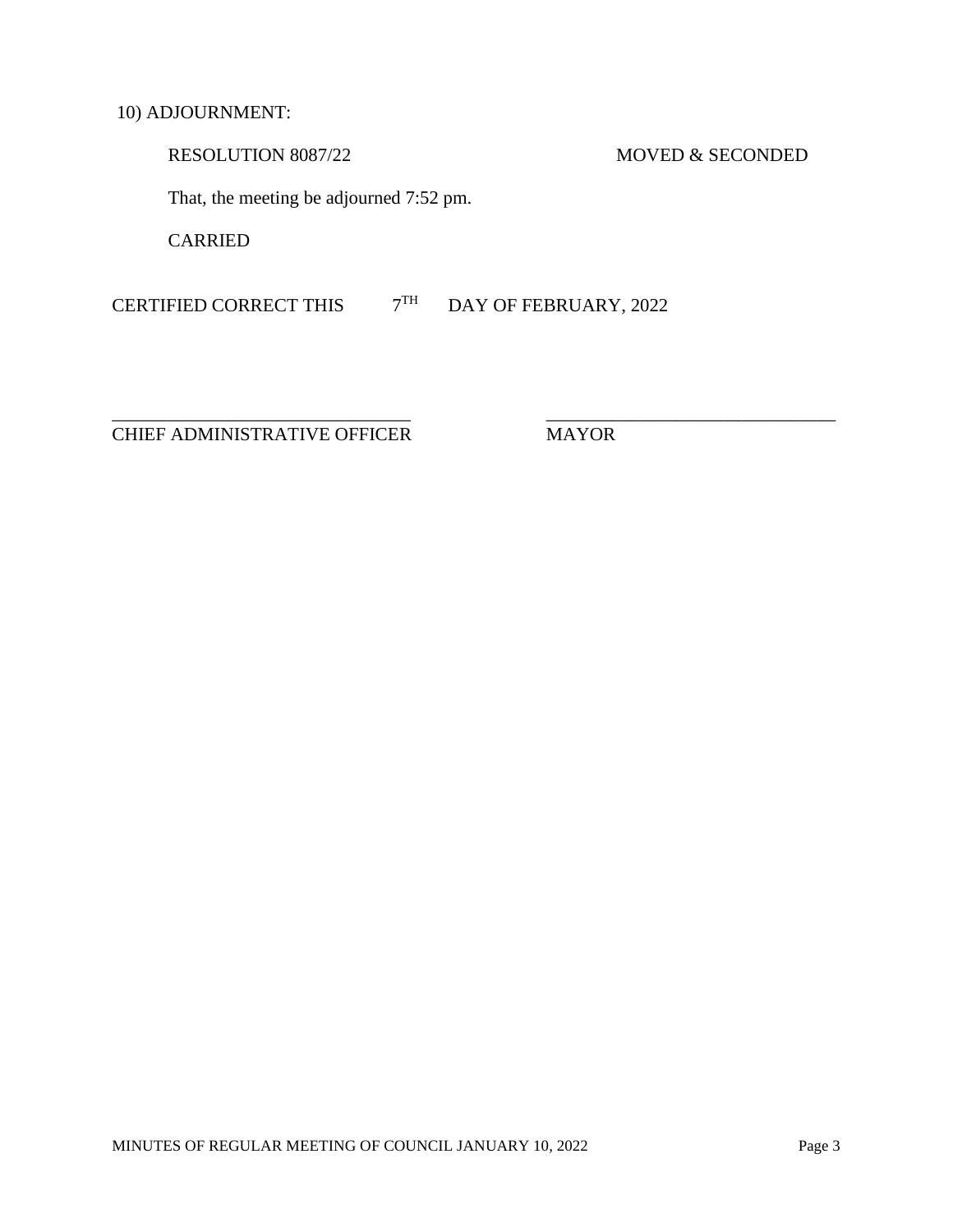10) ADJOURNMENT:

RESOLUTION 8087/22 MOVED & SECONDED

That, the meeting be adjourned 7:52 pm.

CARRIED

CERTIFIED CORRECT THIS 7TH DAY OF FEBRUARY, 2022

\_\_\_\_\_\_\_\_\_\_\_\_\_\_\_\_\_\_\_\_\_\_\_\_\_\_\_\_\_\_\_\_
CHIEF ADMINISTRATIVE OFFICER

\_\_\_\_\_\_\_\_\_\_\_\_\_\_\_\_\_\_\_\_\_\_\_\_\_\_\_\_\_\_\_\_
MAYOR